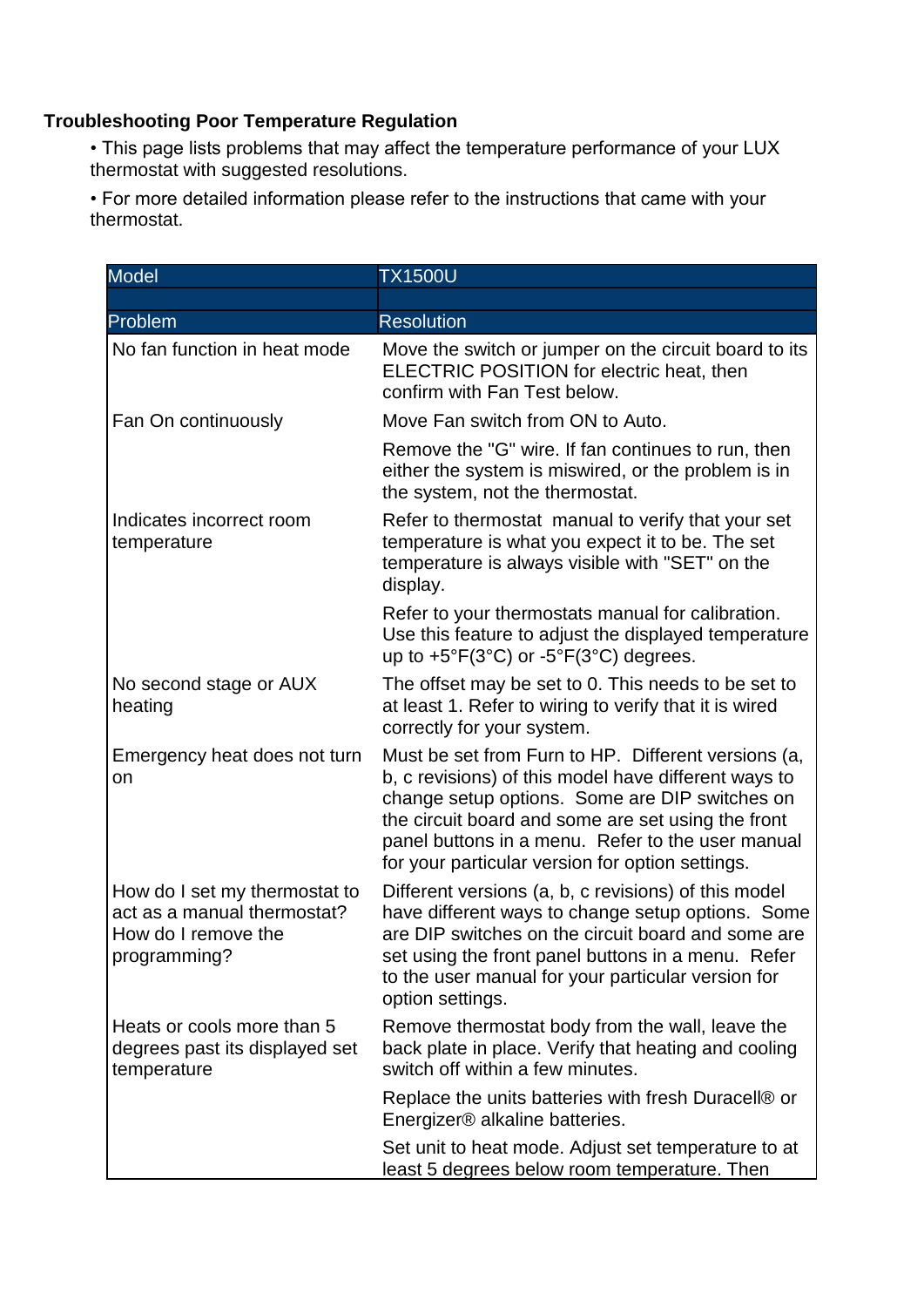**Troubleshooting Poor Temperature Regulation**

- This page lists problems that may affect the temperature performance of your LUX thermostat with suggested resolutions.
- For more detailed information please refer to the instructions that came with your thermostat.

| Model | TX1500U |
|---|---|
| | |
| Problem | Resolution |
| No fan function in heat mode | Move the switch or jumper on the circuit board to its ELECTRIC POSITION for electric heat, then confirm with Fan Test below. |
| Fan On continuously | Move Fan switch from ON to Auto. |
| | Remove the "G" wire. If fan continues to run, then either the system is miswired, or the problem is in the system, not the thermostat. |
| Indicates incorrect room temperature | Refer to thermostat manual to verify that your set temperature is what you expect it to be. The set temperature is always visible with "SET" on the display. |
| | Refer to your thermostats manual for calibration. Use this feature to adjust the displayed temperature up to +5°F(3°C) or -5°F(3°C) degrees. |
| No second stage or AUX heating | The offset may be set to 0. This needs to be set to at least 1. Refer to wiring to verify that it is wired correctly for your system. |
| Emergency heat does not turn on | Must be set from Furn to HP. Different versions (a, b, c revisions) of this model have different ways to change setup options. Some are DIP switches on the circuit board and some are set using the front panel buttons in a menu. Refer to the user manual for your particular version for option settings. |
| How do I set my thermostat to act as a manual thermostat? How do I remove the programming? | Different versions (a, b, c revisions) of this model have different ways to change setup options. Some are DIP switches on the circuit board and some are set using the front panel buttons in a menu. Refer to the user manual for your particular version for option settings. |
| Heats or cools more than 5 degrees past its displayed set temperature | Remove thermostat body from the wall, leave the back plate in place. Verify that heating and cooling switch off within a few minutes. |
| | Replace the units batteries with fresh Duracell® or Energizer® alkaline batteries. |
| | Set unit to heat mode. Adjust set temperature to at least 5 degrees below room temperature. Then |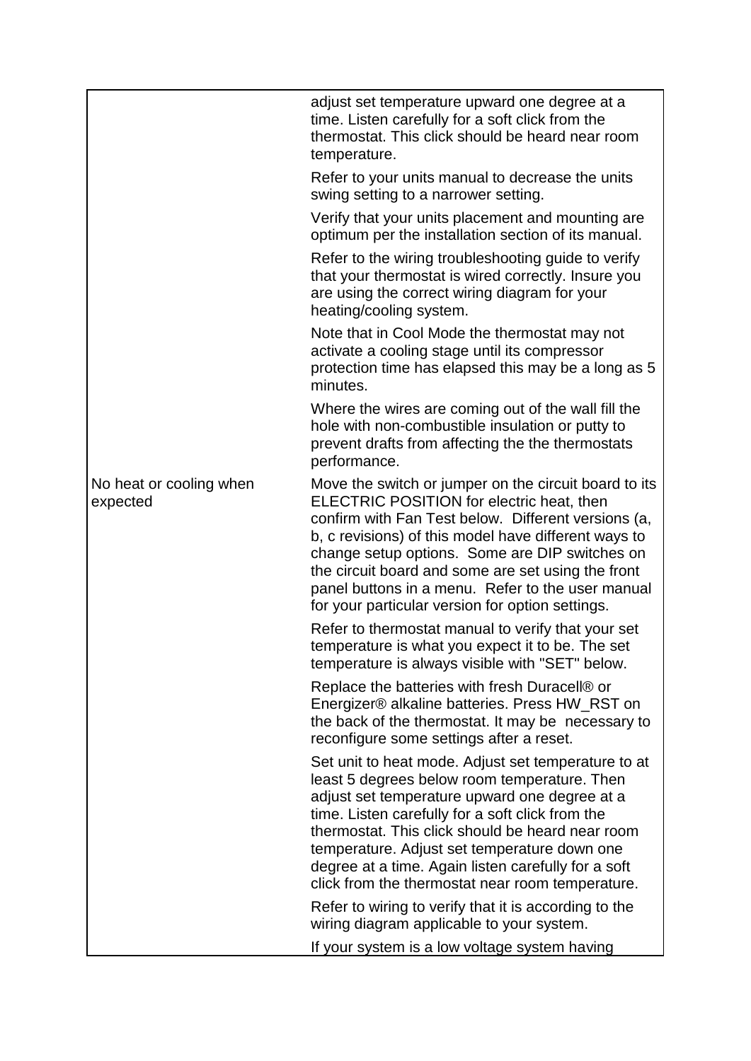| | |
|---|---|
| | adjust set temperature upward one degree at a time. Listen carefully for a soft click from the thermostat. This click should be heard near room temperature. |
| | Refer to your units manual to decrease the units swing setting to a narrower setting. |
| | Verify that your units placement and mounting are optimum per the installation section of its manual. |
| | Refer to the wiring troubleshooting guide to verify that your thermostat is wired correctly. Insure you are using the correct wiring diagram for your heating/cooling system. |
| | Note that in Cool Mode the thermostat may not activate a cooling stage until its compressor protection time has elapsed this may be a long as 5 minutes. |
| | Where the wires are coming out of the wall fill the hole with non-combustible insulation or putty to prevent drafts from affecting the the thermostats performance. |
| No heat or cooling when expected | Move the switch or jumper on the circuit board to its ELECTRIC POSITION for electric heat, then confirm with Fan Test below. Different versions (a, b, c revisions) of this model have different ways to change setup options. Some are DIP switches on the circuit board and some are set using the front panel buttons in a menu. Refer to the user manual for your particular version for option settings. |
| | Refer to thermostat manual to verify that your set temperature is what you expect it to be. The set temperature is always visible with "SET" below. |
| | Replace the batteries with fresh Duracell® or Energizer® alkaline batteries. Press HW_RST on the back of the thermostat. It may be necessary to reconfigure some settings after a reset. |
| | Set unit to heat mode. Adjust set temperature to at least 5 degrees below room temperature. Then adjust set temperature upward one degree at a time. Listen carefully for a soft click from the thermostat. This click should be heard near room temperature. Adjust set temperature down one degree at a time. Again listen carefully for a soft click from the thermostat near room temperature. |
| | Refer to wiring to verify that it is according to the wiring diagram applicable to your system. |
| | If your system is a low voltage system having |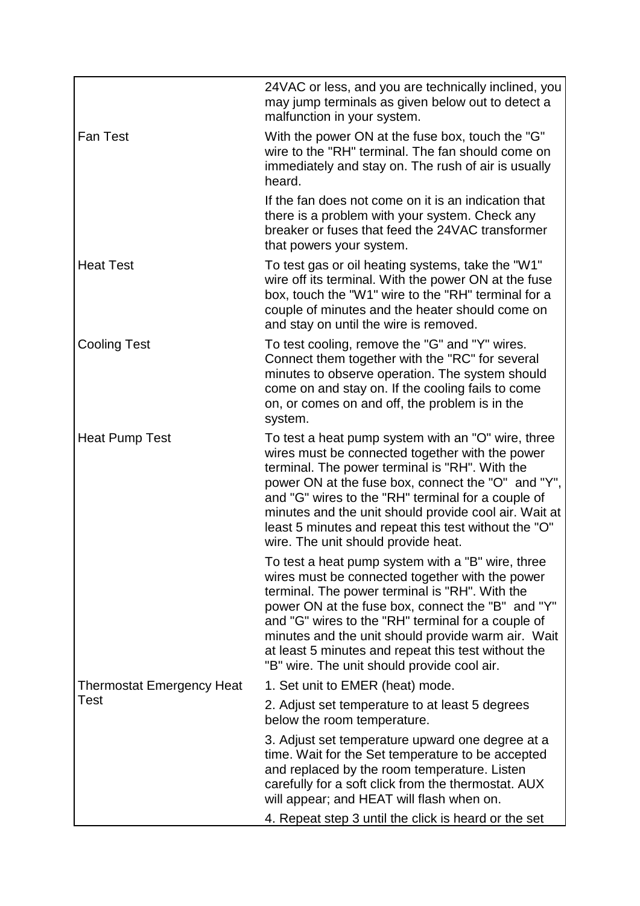| | |
|---|---|
| | 24VAC or less, and you are technically inclined, you may jump terminals as given below out to detect a malfunction in your system. |
| Fan Test | With the power ON at the fuse box, touch the "G" wire to the "RH" terminal. The fan should come on immediately and stay on. The rush of air is usually heard.<br><br>If the fan does not come on it is an indication that there is a problem with your system. Check any breaker or fuses that feed the 24VAC transformer that powers your system. |
| Heat Test | To test gas or oil heating systems, take the "W1" wire off its terminal. With the power ON at the fuse box, touch the "W1" wire to the "RH" terminal for a couple of minutes and the heater should come on and stay on until the wire is removed. |
| Cooling Test | To test cooling, remove the "G" and "Y" wires. Connect them together with the "RC" for several minutes to observe operation. The system should come on and stay on. If the cooling fails to come on, or comes on and off, the problem is in the system. |
| Heat Pump Test | To test a heat pump system with an "O" wire, three wires must be connected together with the power terminal. The power terminal is "RH". With the power ON at the fuse box, connect the "O" and "Y", and "G" wires to the "RH" terminal for a couple of minutes and the unit should provide cool air. Wait at least 5 minutes and repeat this test without the "O" wire. The unit should provide heat.<br><br>To test a heat pump system with a "B" wire, three wires must be connected together with the power terminal. The power terminal is "RH". With the power ON at the fuse box, connect the "B" and "Y" and "G" wires to the "RH" terminal for a couple of minutes and the unit should provide warm air. Wait at least 5 minutes and repeat this test without the "B" wire. The unit should provide cool air. |
| Thermostat Emergency Heat Test | 1. Set unit to EMER (heat) mode.<br><br>2. Adjust set temperature to at least 5 degrees below the room temperature.<br><br>3. Adjust set temperature upward one degree at a time. Wait for the Set temperature to be accepted and replaced by the room temperature. Listen carefully for a soft click from the thermostat. AUX will appear; and HEAT will flash when on.<br><br>4. Repeat step 3 until the click is heard or the set |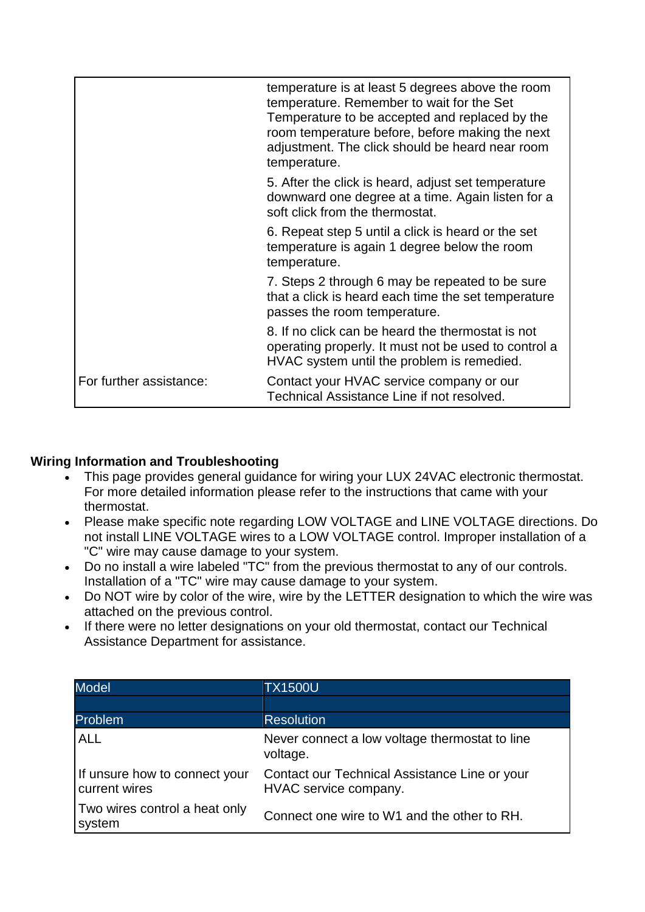| | |
|---|---|
| | temperature is at least 5 degrees above the room temperature. Remember to wait for the Set Temperature to be accepted and replaced by the room temperature before, before making the next adjustment. The click should be heard near room temperature. |
| | 5. After the click is heard, adjust set temperature downward one degree at a time. Again listen for a soft click from the thermostat. |
| | 6. Repeat step 5 until a click is heard or the set temperature is again 1 degree below the room temperature. |
| | 7. Steps 2 through 6 may be repeated to be sure that a click is heard each time the set temperature passes the room temperature. |
| | 8. If no click can be heard the thermostat is not operating properly. It must not be used to control a HVAC system until the problem is remedied. |
| For further assistance: | Contact your HVAC service company or our Technical Assistance Line if not resolved. |

**Wiring Information and Troubleshooting**

- This page provides general guidance for wiring your LUX 24VAC electronic thermostat. For more detailed information please refer to the instructions that came with your thermostat.
- Please make specific note regarding LOW VOLTAGE and LINE VOLTAGE directions. Do not install LINE VOLTAGE wires to a LOW VOLTAGE control. Improper installation of a "C" wire may cause damage to your system.
- Do no install a wire labeled "TC" from the previous thermostat to any of our controls. Installation of a "TC" wire may cause damage to your system.
- Do NOT wire by color of the wire, wire by the LETTER designation to which the wire was attached on the previous control.
- If there were no letter designations on your old thermostat, contact our Technical Assistance Department for assistance.

| Model | TX1500U |
|---|---|
| | |
| Problem | Resolution |
| ALL | Never connect a low voltage thermostat to line voltage. |
| If unsure how to connect your current wires | Contact our Technical Assistance Line or your HVAC service company. |
| Two wires control a heat only system | Connect one wire to W1 and the other to RH. |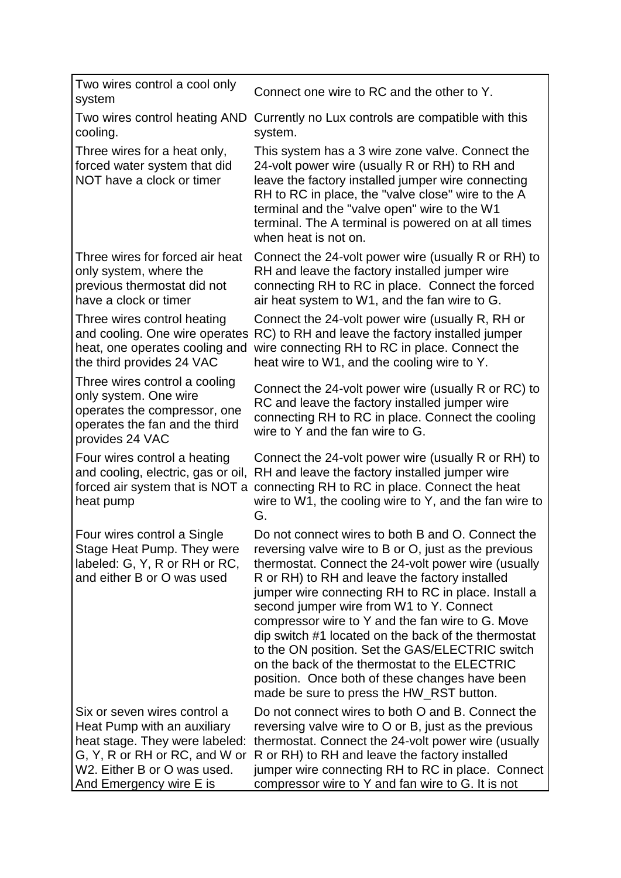| | |
|---|---|
| Two wires control a cool only system | Connect one wire to RC and the other to Y. |
| Two wires control heating AND cooling. | Currently no Lux controls are compatible with this system. |
| Three wires for a heat only, forced water system that did NOT have a clock or timer | This system has a 3 wire zone valve. Connect the 24-volt power wire (usually R or RH) to RH and leave the factory installed jumper wire connecting RH to RC in place, the "valve close" wire to the A terminal and the "valve open" wire to the W1 terminal. The A terminal is powered on at all times when heat is not on. |
| Three wires for forced air heat only system, where the previous thermostat did not have a clock or timer | Connect the 24-volt power wire (usually R or RH) to RH and leave the factory installed jumper wire connecting RH to RC in place. Connect the forced air heat system to W1, and the fan wire to G. |
| Three wires control heating and cooling. One wire operates heat, one operates cooling and the third provides 24 VAC | Connect the 24-volt power wire (usually R, RH or RC) to RH and leave the factory installed jumper wire connecting RH to RC in place. Connect the heat wire to W1, and the cooling wire to Y. |
| Three wires control a cooling only system. One wire operates the compressor, one operates the fan and the third provides 24 VAC | Connect the 24-volt power wire (usually R or RC) to RC and leave the factory installed jumper wire connecting RH to RC in place. Connect the cooling wire to Y and the fan wire to G. |
| Four wires control a heating and cooling, electric, gas or oil, forced air system that is NOT a heat pump | Connect the 24-volt power wire (usually R or RH) to RH and leave the factory installed jumper wire connecting RH to RC in place. Connect the heat wire to W1, the cooling wire to Y, and the fan wire to G. |
| Four wires control a Single Stage Heat Pump. They were labeled: G, Y, R or RH or RC, and either B or O was used | Do not connect wires to both B and O. Connect the reversing valve wire to B or O, just as the previous thermostat. Connect the 24-volt power wire (usually R or RH) to RH and leave the factory installed jumper wire connecting RH to RC in place. Install a second jumper wire from W1 to Y. Connect compressor wire to Y and the fan wire to G. Move dip switch #1 located on the back of the thermostat to the ON position. Set the GAS/ELECTRIC switch on the back of the thermostat to the ELECTRIC position. Once both of these changes have been made be sure to press the HW_RST button. |
| Six or seven wires control a Heat Pump with an auxiliary heat stage. They were labeled: G, Y, R or RH or RC, and W or W2. Either B or O was used. And Emergency wire E is | Do not connect wires to both O and B. Connect the reversing valve wire to O or B, just as the previous thermostat. Connect the 24-volt power wire (usually R or RH) to RH and leave the factory installed jumper wire connecting RH to RC in place. Connect compressor wire to Y and fan wire to G. It is not |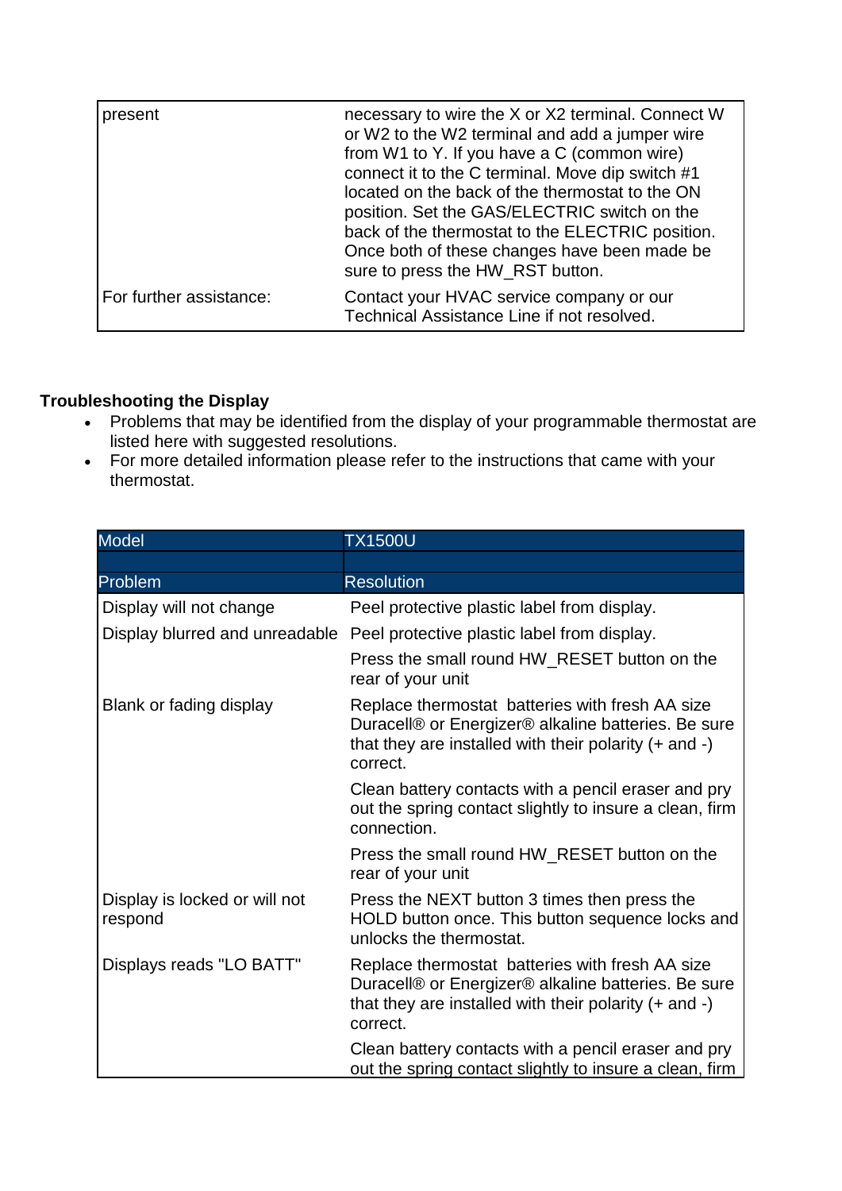| | |
|---|---|
| present | necessary to wire the X or X2 terminal. Connect W or W2 to the W2 terminal and add a jumper wire from W1 to Y. If you have a C (common wire) connect it to the C terminal. Move dip switch #1 located on the back of the thermostat to the ON position. Set the GAS/ELECTRIC switch on the back of the thermostat to the ELECTRIC position. Once both of these changes have been made be sure to press the HW_RST button. |
| For further assistance: | Contact your HVAC service company or our Technical Assistance Line if not resolved. |

**Troubleshooting the Display**

- Problems that may be identified from the display of your programmable thermostat are listed here with suggested resolutions.
- For more detailed information please refer to the instructions that came with your thermostat.

| Model | TX1500U |
|---|---|
| | |
| Problem | Resolution |
| Display will not change | Peel protective plastic label from display. |
| Display blurred and unreadable | Peel protective plastic label from display. |
| | Press the small round HW_RESET button on the rear of your unit |
| Blank or fading display | Replace thermostat batteries with fresh AA size Duracell® or Energizer® alkaline batteries. Be sure that they are installed with their polarity (+ and -) correct. |
| | Clean battery contacts with a pencil eraser and pry out the spring contact slightly to insure a clean, firm connection. |
| | Press the small round HW_RESET button on the rear of your unit |
| Display is locked or will not respond | Press the NEXT button 3 times then press the HOLD button once. This button sequence locks and unlocks the thermostat. |
| Displays reads "LO BATT" | Replace thermostat batteries with fresh AA size Duracell® or Energizer® alkaline batteries. Be sure that they are installed with their polarity (+ and -) correct. |
| | Clean battery contacts with a pencil eraser and pry out the spring contact slightly to insure a clean, firm |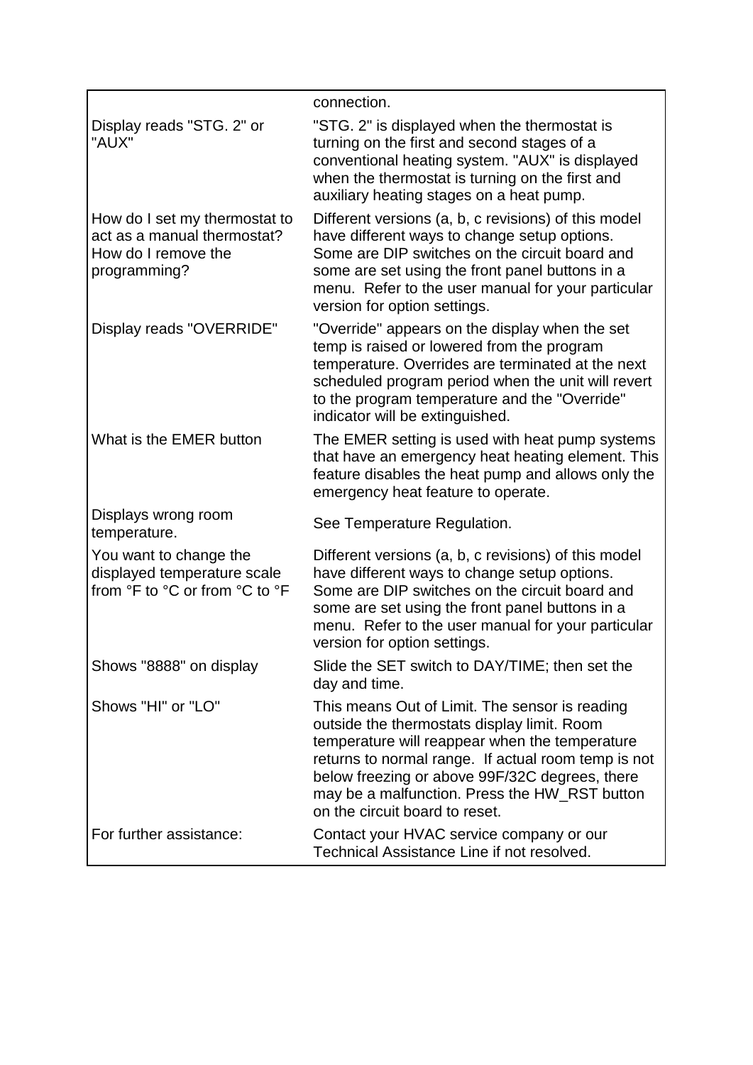| | |
|---|---|
| | connection. |
| Display reads "STG. 2" or "AUX" | "STG. 2" is displayed when the thermostat is turning on the first and second stages of a conventional heating system. "AUX" is displayed when the thermostat is turning on the first and auxiliary heating stages on a heat pump. |
| How do I set my thermostat to act as a manual thermostat? How do I remove the programming? | Different versions (a, b, c revisions) of this model have different ways to change setup options. Some are DIP switches on the circuit board and some are set using the front panel buttons in a menu. Refer to the user manual for your particular version for option settings. |
| Display reads "OVERRIDE" | "Override" appears on the display when the set temp is raised or lowered from the program temperature. Overrides are terminated at the next scheduled program period when the unit will revert to the program temperature and the "Override" indicator will be extinguished. |
| What is the EMER button | The EMER setting is used with heat pump systems that have an emergency heat heating element. This feature disables the heat pump and allows only the emergency heat feature to operate. |
| Displays wrong room temperature. | See Temperature Regulation. |
| You want to change the displayed temperature scale from °F to °C or from °C to °F | Different versions (a, b, c revisions) of this model have different ways to change setup options. Some are DIP switches on the circuit board and some are set using the front panel buttons in a menu. Refer to the user manual for your particular version for option settings. |
| Shows "8888" on display | Slide the SET switch to DAY/TIME; then set the day and time. |
| Shows "HI" or "LO" | This means Out of Limit. The sensor is reading outside the thermostats display limit. Room temperature will reappear when the temperature returns to normal range. If actual room temp is not below freezing or above 99F/32C degrees, there may be a malfunction. Press the HW_RST button on the circuit board to reset. |
| For further assistance: | Contact your HVAC service company or our Technical Assistance Line if not resolved. |